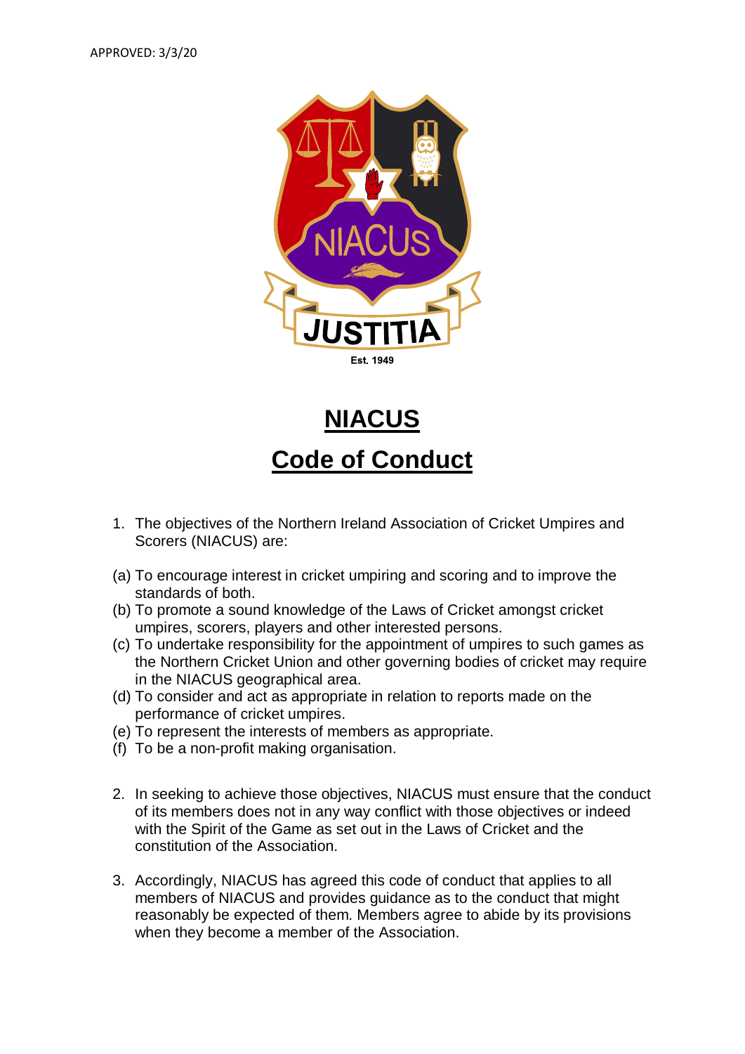APPROVED: 3/3/20

JUSTITIA

Est. 1949

# NIACUS

# Code of Conduct

1. The objectives of the Northern Ireland Association of Cricket Umpires and Scorers (NIACUS) are:

(a) To encourage interest in cricket umpiring and scoring and to improve the standards of both.
(b) To promote a sound knowledge of the Laws of Cricket amongst cricket umpires, scorers, players and other interested persons.
(c) To undertake responsibility for the appointment of umpires to such games as the Northern Cricket Union and other governing bodies of cricket may require in the NIACUS geographical area.
(d) To consider and act as appropriate in relation to reports made on the performance of cricket umpires.
(e) To represent the interests of members as appropriate.
(f) To be a non-profit making organisation.

2. In seeking to achieve those objectives, NIACUS must ensure that the conduct of its members does not in any way conflict with those objectives or indeed with the Spirit of the Game as set out in the Laws of Cricket and the constitution of the Association.

3. Accordingly, NIACUS has agreed this code of conduct that applies to all members of NIACUS and provides guidance as to the conduct that might reasonably be expected of them. Members agree to abide by its provisions when they become a member of the Association.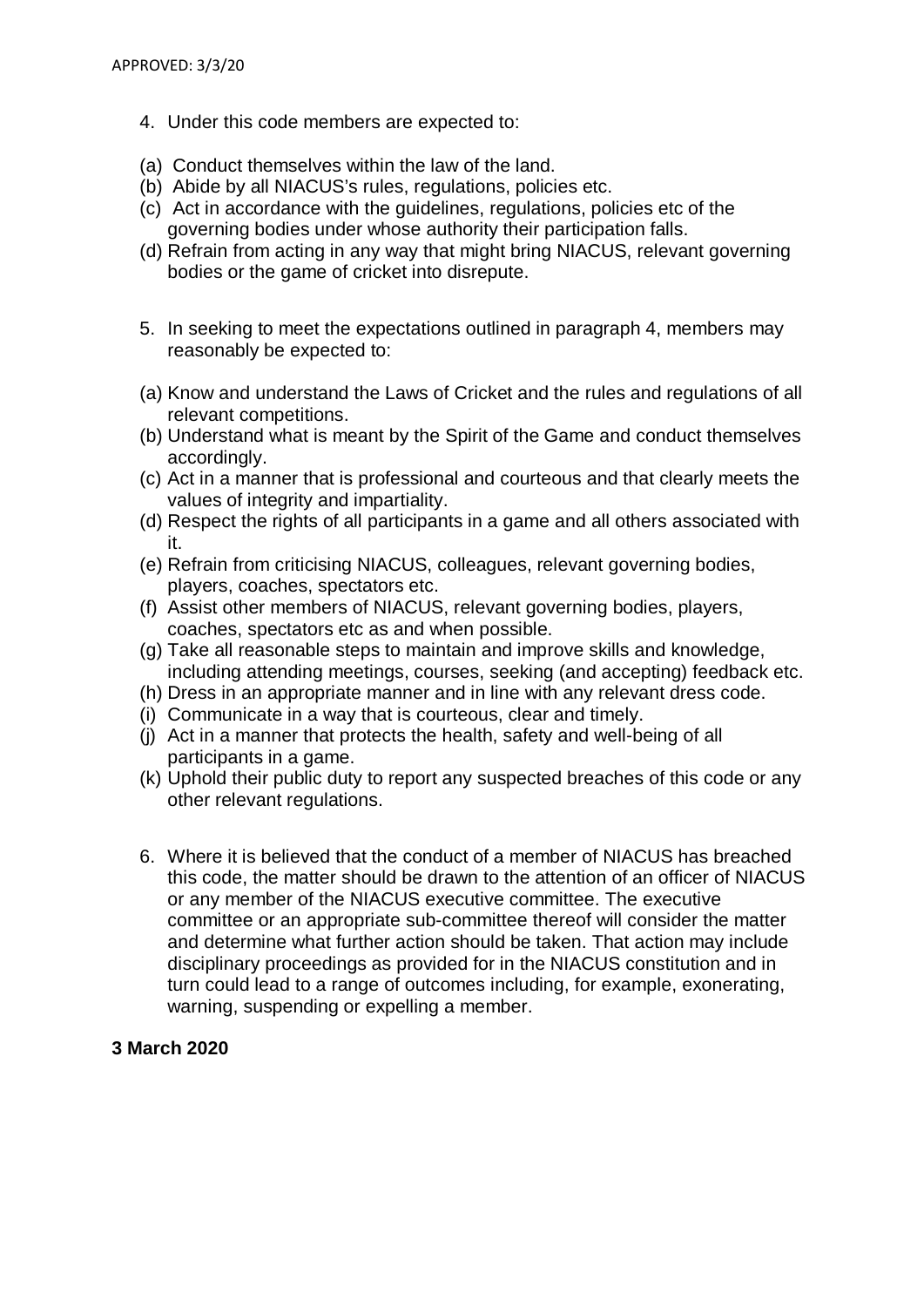APPROVED: 3/3/20

4. Under this code members are expected to:

(a) Conduct themselves within the law of the land.
(b) Abide by all NIACUS's rules, regulations, policies etc.
(c) Act in accordance with the guidelines, regulations, policies etc of the governing bodies under whose authority their participation falls.
(d) Refrain from acting in any way that might bring NIACUS, relevant governing bodies or the game of cricket into disrepute.

5. In seeking to meet the expectations outlined in paragraph 4, members may reasonably be expected to:

(a) Know and understand the Laws of Cricket and the rules and regulations of all relevant competitions.
(b) Understand what is meant by the Spirit of the Game and conduct themselves accordingly.
(c) Act in a manner that is professional and courteous and that clearly meets the values of integrity and impartiality.
(d) Respect the rights of all participants in a game and all others associated with it.
(e) Refrain from criticising NIACUS, colleagues, relevant governing bodies, players, coaches, spectators etc.
(f) Assist other members of NIACUS, relevant governing bodies, players, coaches, spectators etc as and when possible.
(g) Take all reasonable steps to maintain and improve skills and knowledge, including attending meetings, courses, seeking (and accepting) feedback etc.
(h) Dress in an appropriate manner and in line with any relevant dress code.
(i) Communicate in a way that is courteous, clear and timely.
(j) Act in a manner that protects the health, safety and well-being of all participants in a game.
(k) Uphold their public duty to report any suspected breaches of this code or any other relevant regulations.

6. Where it is believed that the conduct of a member of NIACUS has breached this code, the matter should be drawn to the attention of an officer of NIACUS or any member of the NIACUS executive committee. The executive committee or an appropriate sub-committee thereof will consider the matter and determine what further action should be taken. That action may include disciplinary proceedings as provided for in the NIACUS constitution and in turn could lead to a range of outcomes including, for example, exonerating, warning, suspending or expelling a member.

**3 March 2020**